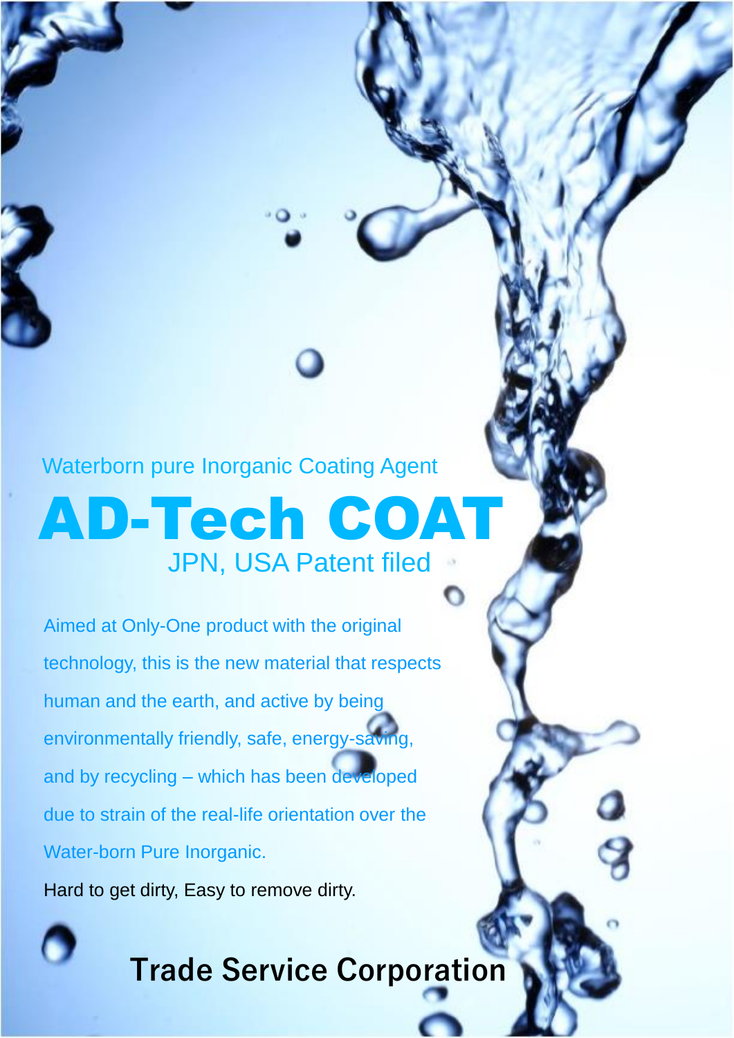Waterborn pure Inorganic Coating Agent

# AD-Tech COAT

JPN, USA Patent filed

Aimed at Only-One product with the original technology, this is the new material that respects human and the earth, and active by being environmentally friendly, safe, energy-saving, and by recycling – which has been developed due to strain of the real-life orientation over the Water-born Pure Inorganic.

Hard to get dirty, Easy to remove dirty.

**Trade Service Corporation**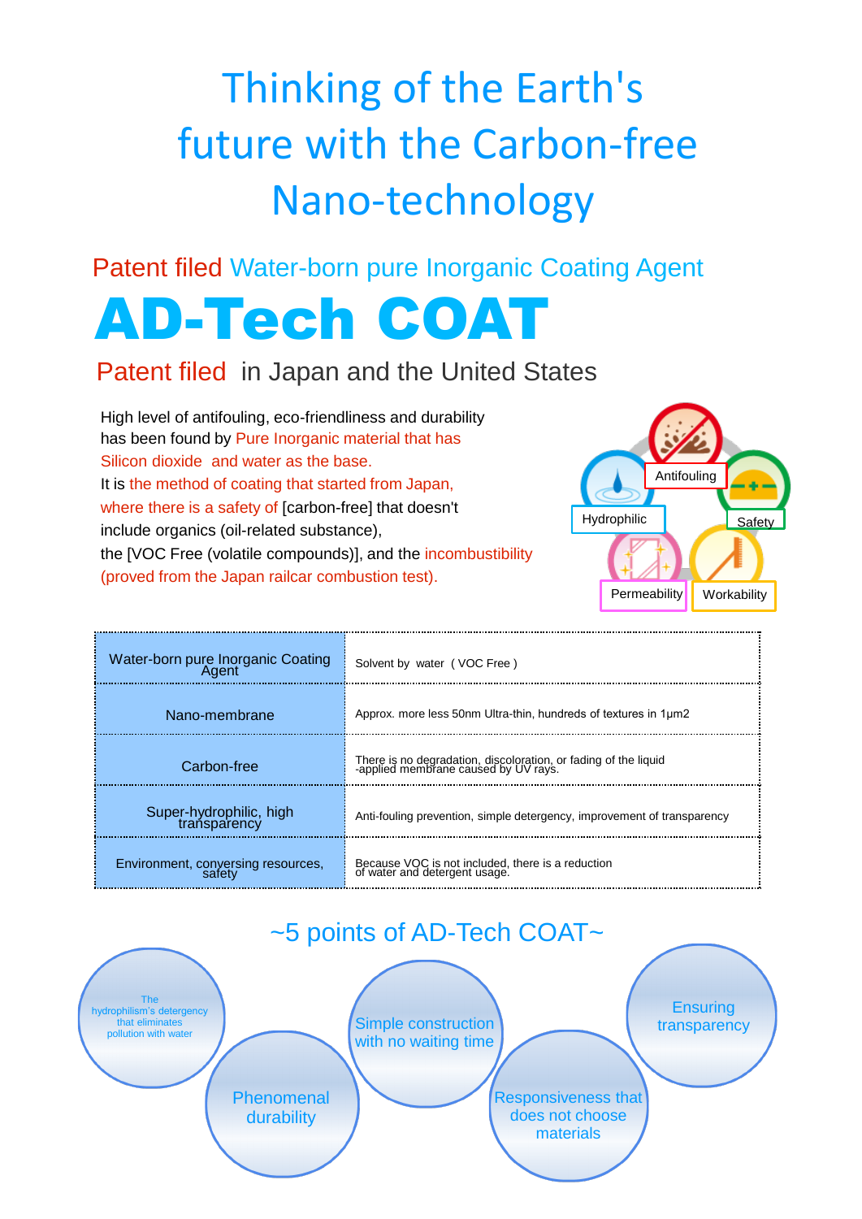# Thinking of the Earth's future with the Carbon-free Nano-technology

Patent filed Water-born pure Inorganic Coating Agent

# AD-Tech COAT

Patent filed in Japan and the United States

High level of antifouling, eco-friendliness and durability has been found by Pure Inorganic material that has Silicon dioxide and water as the base.
It is the method of coating that started from Japan, where there is a safety of [carbon-free] that doesn't include organics (oil-related substance), the [VOC Free (volatile compounds)], and the incombustibility (proved from the Japan railcar combustion test).

Antifouling
Hydrophilic
Safety
Permeability
Workability

| | |
|---|---|
| Water-born pure Inorganic Coating Agent | Solvent by water ( VOC Free ) |
| Nano-membrane | Approx. more less 50nm Ultra-thin, hundreds of textures in 1μm2 |
| Carbon-free | There is no degradation, discoloration, or fading of the liquid -applied membrane caused by UV rays. |
| Super-hydrophilic, high transparency | Anti-fouling prevention, simple detergency, improvement of transparency |
| Environment, conversing resources, safety | Because VOC is not included, there is a reduction of water and detergent usage. |

## ~5 points of AD-Tech COAT~

- The hydrophilism's detergency that eliminates pollution with water
- Phenomenal durability
- Simple construction with no waiting time
- Responsiveness that does not choose materials
- Ensuring transparency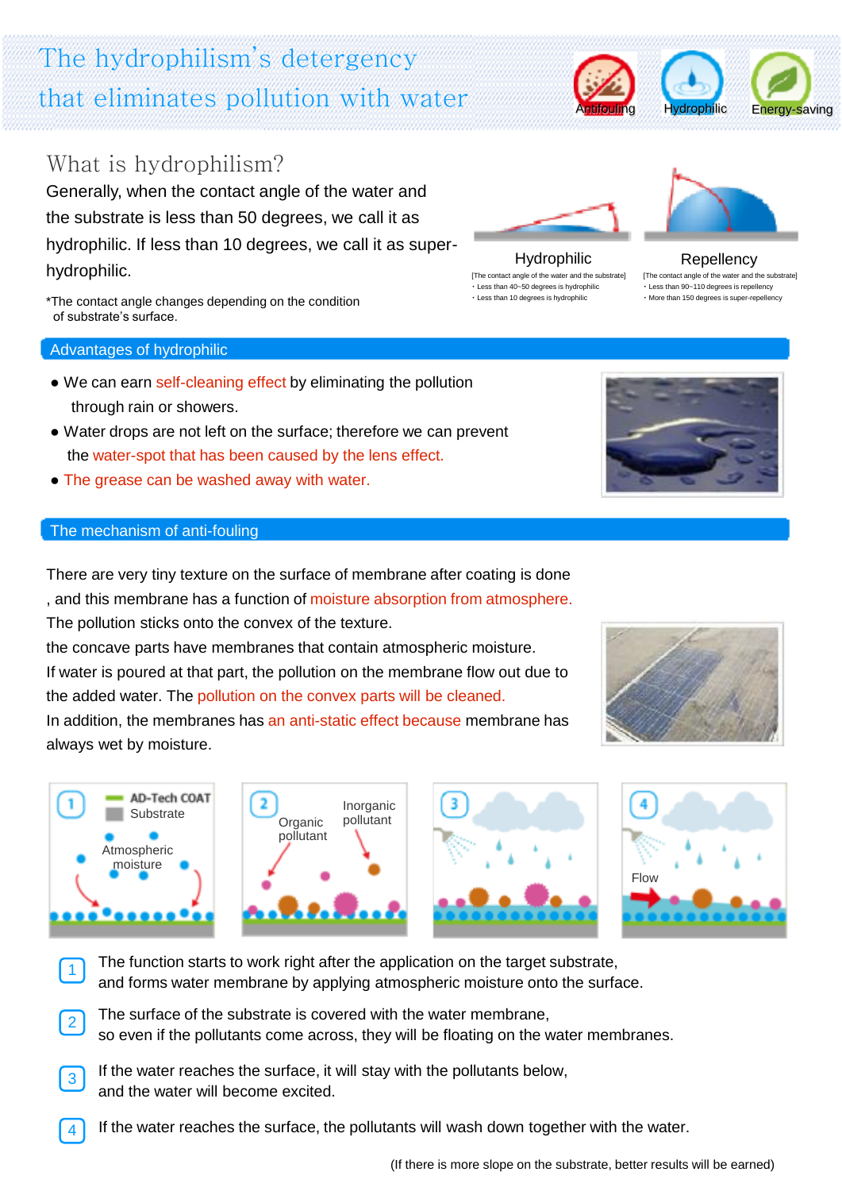# The hydrophilism's detergency that eliminates pollution with water

Antifouling Hydrophilic Energy-saving

## What is hydrophilism?

Generally, when the contact angle of the water and the substrate is less than 50 degrees, we call it as hydrophilic. If less than 10 degrees, we call it as super-hydrophilic.

*The contact angle changes depending on the condition of substrate's surface.

**Hydrophilic**

[The contact angle of the water and the substrate]
- Less than 40~50 degrees is hydrophilic
- Less than 10 degrees is hydrophilic

**Repellency**

[The contact angle of the water and the substrate]
- Less than 90~110 degrees is repellency
- More than 150 degrees is super-repellency

## Advantages of hydrophilic

- We can earn self-cleaning effect by eliminating the pollution through rain or showers.
- Water drops are not left on the surface; therefore we can prevent the water-spot that has been caused by the lens effect.
- The grease can be washed away with water.

## The mechanism of anti-fouling

There are very tiny texture on the surface of membrane after coating is done , and this membrane has a function of moisture absorption from atmosphere.
The pollution sticks onto the convex of the texture.
the concave parts have membranes that contain atmospheric moisture.
If water is poured at that part, the pollution on the membrane flow out due to the added water. The pollution on the convex parts will be cleaned.
In addition, the membranes has an anti-static effect because membrane has always wet by moisture.

1 — AD-Tech COAT, Substrate, Atmospheric moisture
2 — Organic pollutant, Inorganic pollutant
3
4 — Flow

1. The function starts to work right after the application on the target substrate, and forms water membrane by applying atmospheric moisture onto the surface.
2. The surface of the substrate is covered with the water membrane, so even if the pollutants come across, they will be floating on the water membranes.
3. If the water reaches the surface, it will stay with the pollutants below, and the water will become excited.
4. If the water reaches the surface, the pollutants will wash down together with the water.

(If there is more slope on the substrate, better results will be earned)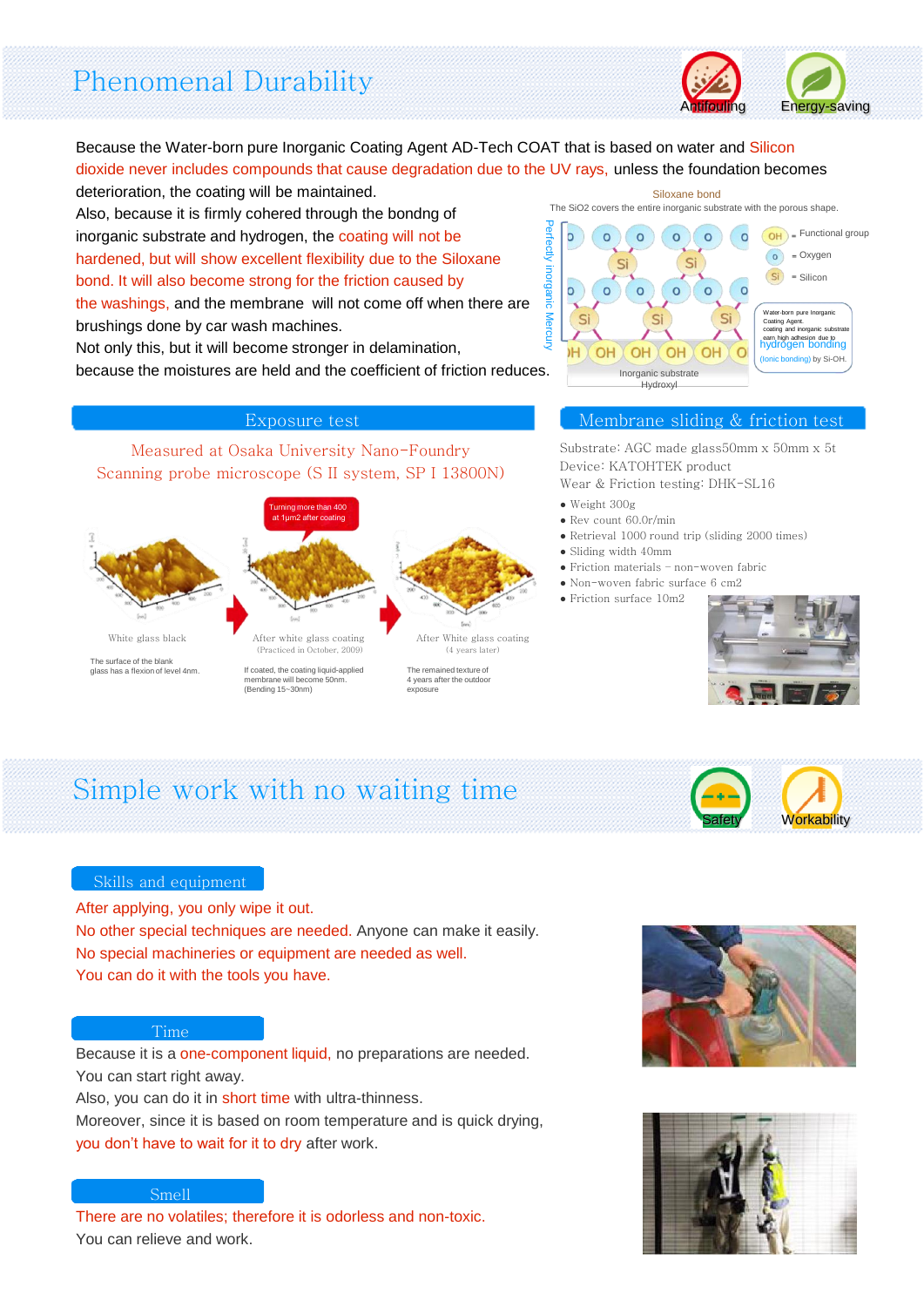# Phenomenal Durability

Antifouling Energy-saving

Because the Water-born pure Inorganic Coating Agent AD-Tech COAT that is based on water and Silicon dioxide never includes compounds that cause degradation due to the UV rays, unless the foundation becomes deterioration, the coating will be maintained.

Also, because it is firmly cohered through the bondng of inorganic substrate and hydrogen, the coating will not be hardened, but will show excellent flexibility due to the Siloxane bond. It will also become strong for the friction caused by the washings, and the membrane will not come off when there are brushings done by car wash machines.

Not only this, but it will become stronger in delamination, because the moistures are held and the coefficient of friction reduces.

Siloxane bond

The SiO2 covers the entire inorganic substrate with the porous shape.

Perfectly inorganic Mercury

OH = Functional group
O = Oxygen
Si = Silicon

Water-born pure Inorganic Coating Agent. coating and inorganic substrate earn high adhesion due to hydrogen bonding (Ionic bonding) by Si-OH.

Inorganic substrate Hydroxyl

## Exposure test

Measured at Osaka University Nano-Foundry
Scanning probe microscope (S II system, SP I 13800N)

Turning more than 400 at 1μm2 after coating

White glass black
The surface of the blank glass has a flexion of level 4nm.

After white glass coating (Practiced in October, 2009)
If coated, the coating liquid-applied membrane will become 50nm. (Bending 15~30nm)

After White glass coating (4 years later)
The remained texture of 4 years after the outdoor exposure

## Membrane sliding & friction test

Substrate: AGC made glass50mm x 50mm x 5t
Device: KATOHTEK product
Wear & Friction testing: DHK-SL16

- Weight 300g
- Rev count 60.0r/min
- Retrieval 1000 round trip (sliding 2000 times)
- Sliding width 40mm
- Friction materials – non-woven fabric
- Non-woven fabric surface 6 cm2
- Friction surface 10m2

# Simple work with no waiting time

Safety Workability

## Skills and equipment

After applying, you only wipe it out.
No other special techniques are needed. Anyone can make it easily.
No special machineries or equipment are needed as well.
You can do it with the tools you have.

## Time

Because it is a one-component liquid, no preparations are needed.
You can start right away.
Also, you can do it in short time with ultra-thinness.
Moreover, since it is based on room temperature and is quick drying, you don't have to wait for it to dry after work.

## Smell

There are no volatiles; therefore it is odorless and non-toxic.
You can relieve and work.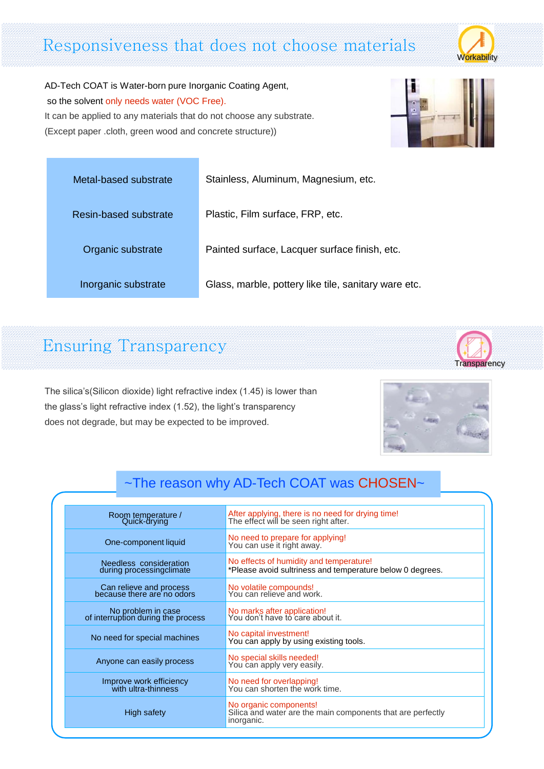## Responsiveness that does not choose materials

Workability

AD-Tech COAT is Water-born pure Inorganic Coating Agent,
so the solvent only needs water (VOC Free).
It can be applied to any materials that do not choose any substrate.
(Except paper .cloth, green wood and concrete structure))

| Metal-based substrate | Stainless, Aluminum, Magnesium, etc. |
|---|---|
| Resin-based substrate | Plastic, Film surface, FRP, etc. |
| Organic substrate | Painted surface, Lacquer surface finish, etc. |
| Inorganic substrate | Glass, marble, pottery like tile, sanitary ware etc. |

## Ensuring Transparency

Transparency

The silica's(Silicon dioxide) light refractive index (1.45) is lower than the glass's light refractive index (1.52), the light's transparency does not degrade, but may be expected to be improved.

### ~The reason why AD-Tech COAT was CHOSEN~

| | |
|---|---|
| Room temperature / Quick-drying | After applying, there is no need for drying time! The effect will be seen right after. |
| One-component liquid | No need to prepare for applying! You can use it right away. |
| Needless consideration during processingclimate | No effects of humidity and temperature! *Please avoid sultriness and temperature below 0 degrees. |
| Can relieve and process because there are no odors | No volatile compounds! You can relieve and work. |
| No problem in case of interruption during the process | No marks after application! You don't have to care about it. |
| No need for special machines | No capital investment! You can apply by using existing tools. |
| Anyone can easily process | No special skills needed! You can apply very easily. |
| Improve work efficiency with ultra-thinness | No need for scrapping! You can shorten the work time. |
| High safety | No organic components! Silica and water are the main components that are perfectly inorganic. |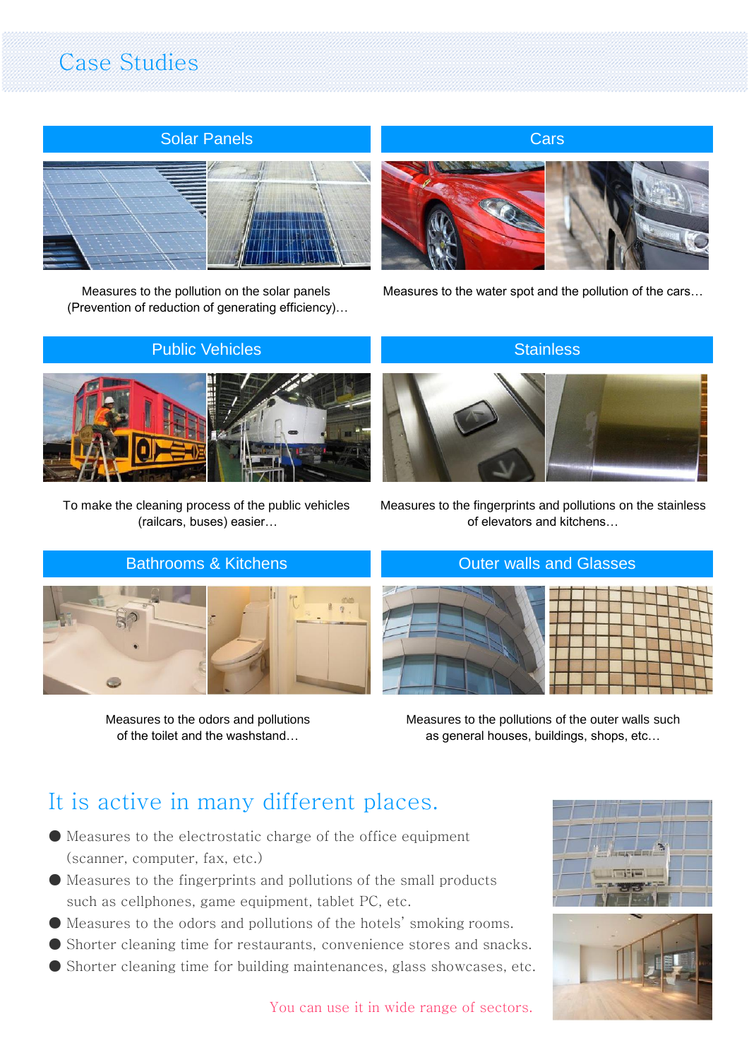# Case Studies

## Solar Panels

Measures to the pollution on the solar panels (Prevention of reduction of generating efficiency)…

## Cars

Measures to the water spot and the pollution of the cars…

## Public Vehicles

To make the cleaning process of the public vehicles (railcars, buses) easier…

## Stainless

Measures to the fingerprints and pollutions on the stainless of elevators and kitchens…

## Bathrooms & Kitchens

Measures to the odors and pollutions of the toilet and the washstand…

## Outer walls and Glasses

Measures to the pollutions of the outer walls such as general houses, buildings, shops, etc…

## It is active in many different places.

- Measures to the electrostatic charge of the office equipment (scanner, computer, fax, etc.)
- Measures to the fingerprints and pollutions of the small products such as cellphones, game equipment, tablet PC, etc.
- Measures to the odors and pollutions of the hotels' smoking rooms.
- Shorter cleaning time for restaurants, convenience stores and snacks.
- Shorter cleaning time for building maintenances, glass showcases, etc.

You can use it in wide range of sectors.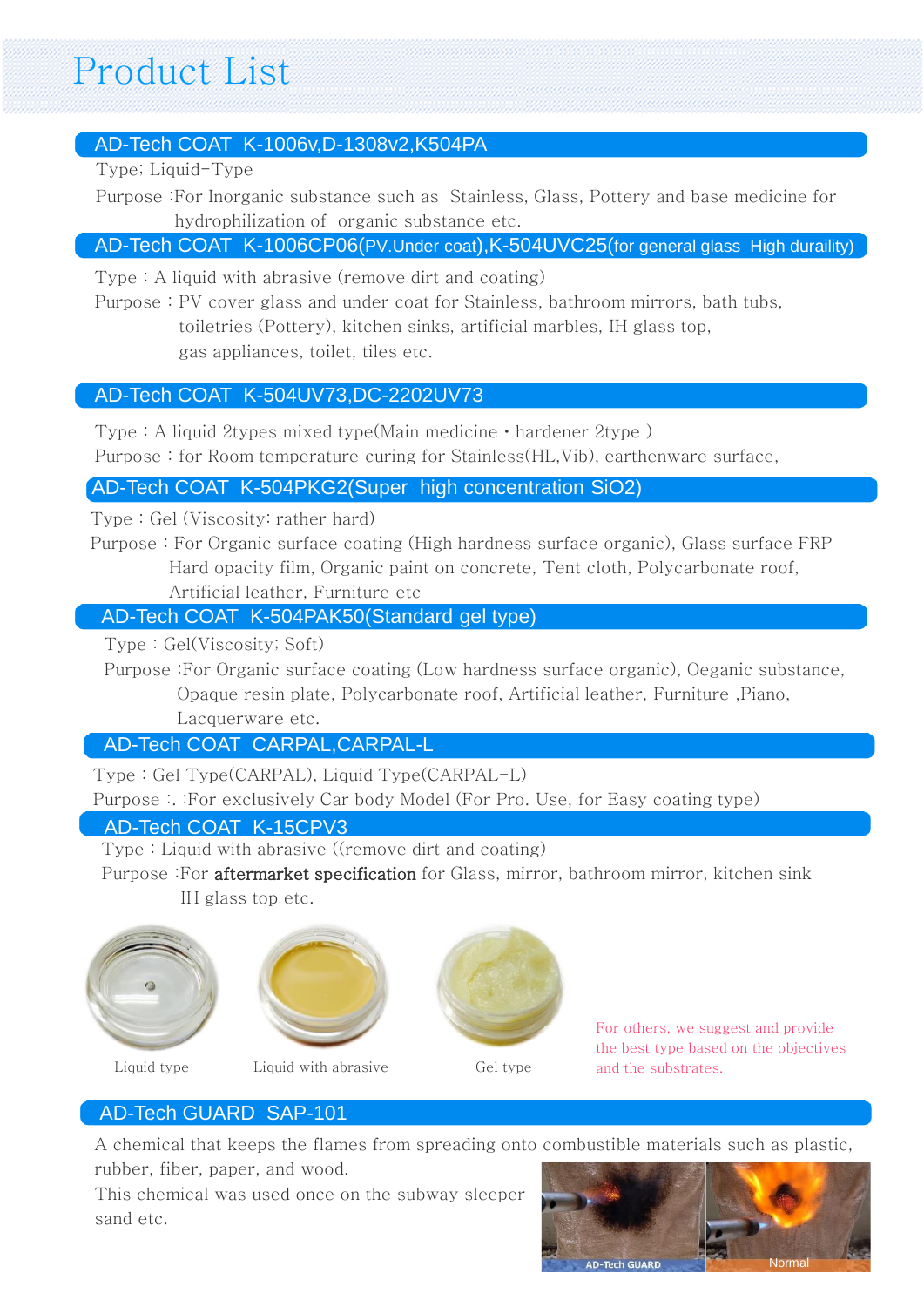# Product List

## AD-Tech COAT K-1006v,D-1308v2,K504PA

Type; Liquid-Type

Purpose :For Inorganic substance such as Stainless, Glass, Pottery and base medicine for hydrophilization of organic substance etc.

## AD-Tech COAT K-1006CP06(PV.Under coat),K-504UVC25(for general glass High durailty)

Type : A liquid with abrasive (remove dirt and coating)

Purpose : PV cover glass and under coat for Stainless, bathroom mirrors, bath tubs, toiletries (Pottery), kitchen sinks, artificial marbles, IH glass top, gas appliances, toilet, tiles etc.

## AD-Tech COAT K-504UV73,DC-2202UV73

Type : A liquid 2types mixed type(Main medicine・hardener 2type )

Purpose : for Room temperature curing for Stainless(HL,Vib), earthenware surface,

## AD-Tech COAT K-504PKG2(Super high concentration SiO2)

Type : Gel (Viscosity: rather hard)

Purpose : For Organic surface coating (High hardness surface organic), Glass surface FRP Hard opacity film, Organic paint on concrete, Tent cloth, Polycarbonate roof, Artificial leather, Furniture etc

## AD-Tech COAT K-504PAK50(Standard gel type)

Type : Gel(Viscosity; Soft)

Purpose :For Organic surface coating (Low hardness surface organic), Oeganic substance, Opaque resin plate, Polycarbonate roof, Artificial leather, Furniture ,Piano, Lacquerware etc.

## AD-Tech COAT CARPAL,CARPAL-L

Type : Gel Type(CARPAL), Liquid Type(CARPAL-L)

Purpose :. :For exclusively Car body Model (For Pro. Use, for Easy coating type)

## AD-Tech COAT K-15CPV3

Type : Liquid with abrasive ((remove dirt and coating)

Purpose :For aftermarket specification for Glass, mirror, bathroom mirror, kitchen sink IH glass top etc.

Liquid type

Liquid with abrasive

Gel type

For others, we suggest and provide the best type based on the objectives and the substrates.

## AD-Tech GUARD SAP-101

A chemical that keeps the flames from spreading onto combustible materials such as plastic, rubber, fiber, paper, and wood.

This chemical was used once on the subway sleeper sand etc.

AD-Tech GUARD

Normal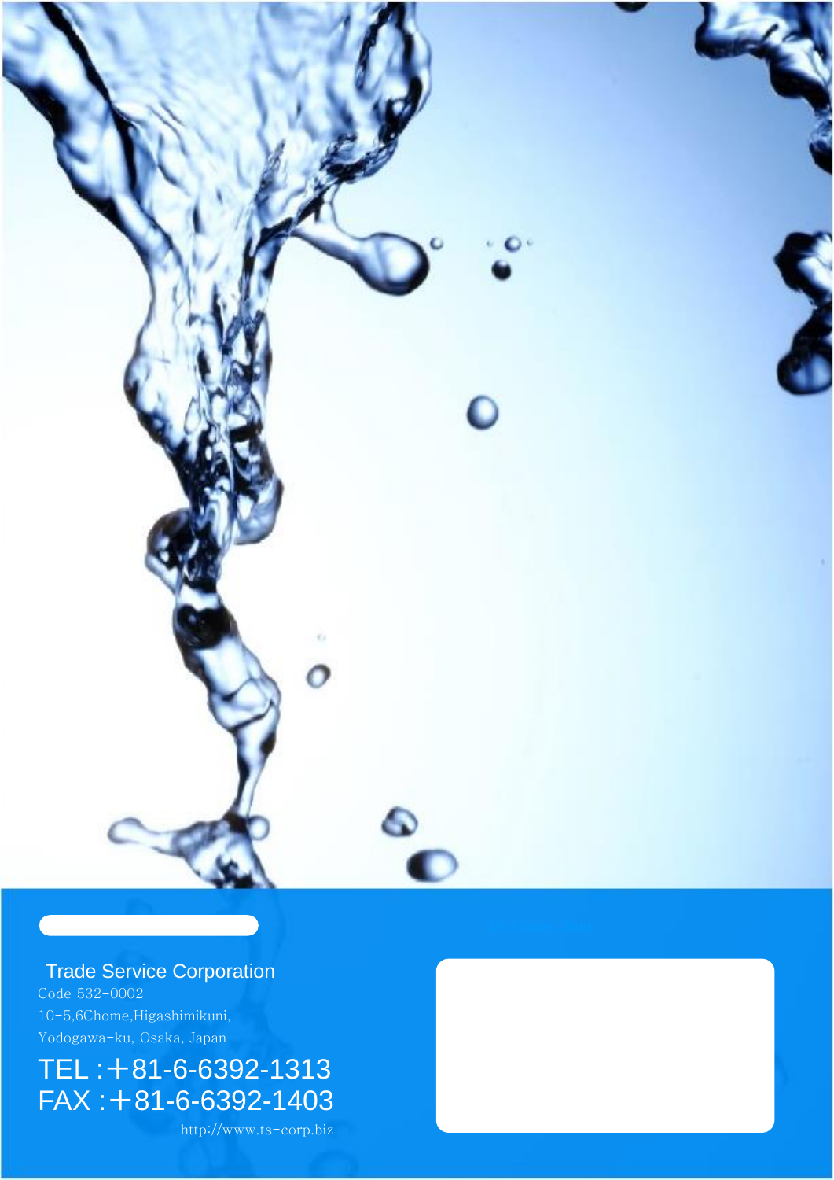Trade Service Corporation

Code 532-0002

10-5,6Chome,Higashimikuni,

Yodogawa-ku, Osaka, Japan

TEL :＋81-6-6392-1313

FAX :＋81-6-6392-1403

http://www.ts-corp.biz